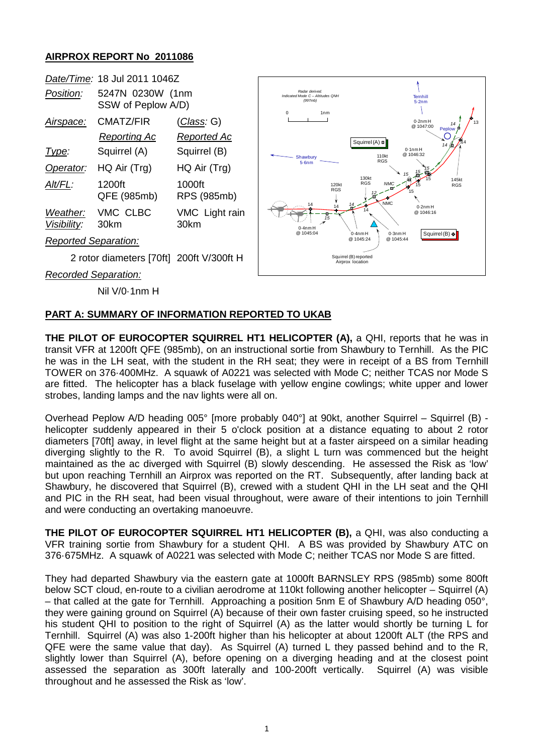# AIRPROX REPORT No 2011086

| | | |
|---|---|---|
| *Date/Time:* | 18 Jul 2011 1046Z | |
| *Position:* | 5247N 00230W (1nm SSW of Peplow A/D) | |
| *Airspace:* | CMATZ/FIR | (*Class*: G) |
| | *Reporting Ac* | *Reported Ac* |
| *Type:* | Squirrel (A) | Squirrel (B) |
| *Operator:* | HQ Air (Trg) | HQ Air (Trg) |
| *Alt/FL:* | 1200ft QFE (985mb) | 1000ft RPS (985mb) |
| *Weather:* *Visibility:* | VMC CLBC 30km | VMC Light rain 30km |
| *Reported Separation:* | | |
| | 2 rotor diameters [70ft] | 200ft V/300ft H |
| *Recorded Separation:* | | |
| | Nil V/0·1nm H | |

## PART A: SUMMARY OF INFORMATION REPORTED TO UKAB

**THE PILOT OF EUROCOPTER SQUIRREL HT1 HELICOPTER (A),** a QHI, reports that he was in transit VFR at 1200ft QFE (985mb), on an instructional sortie from Shawbury to Ternhill. As the PIC he was in the LH seat, with the student in the RH seat; they were in receipt of a BS from Ternhill TOWER on 376·400MHz. A squawk of A0221 was selected with Mode C; neither TCAS nor Mode S are fitted. The helicopter has a black fuselage with yellow engine cowlings; white upper and lower strobes, landing lamps and the nav lights were all on.

Overhead Peplow A/D heading 005° [more probably 040°] at 90kt, another Squirrel – Squirrel (B) - helicopter suddenly appeared in their 5 o'clock position at a distance equating to about 2 rotor diameters [70ft] away, in level flight at the same height but at a faster airspeed on a similar heading diverging slightly to the R. To avoid Squirrel (B), a slight L turn was commenced but the height maintained as the ac diverged with Squirrel (B) slowly descending. He assessed the Risk as 'low' but upon reaching Ternhill an Airprox was reported on the RT. Subsequently, after landing back at Shawbury, he discovered that Squirrel (B), crewed with a student QHI in the LH seat and the QHI and PIC in the RH seat, had been visual throughout, were aware of their intentions to join Ternhill and were conducting an overtaking manoeuvre.

**THE PILOT OF EUROCOPTER SQUIRREL HT1 HELICOPTER (B),** a QHI, was also conducting a VFR training sortie from Shawbury for a student QHI. A BS was provided by Shawbury ATC on 376·675MHz. A squawk of A0221 was selected with Mode C; neither TCAS nor Mode S are fitted.

They had departed Shawbury via the eastern gate at 1000ft BARNSLEY RPS (985mb) some 800ft below SCT cloud, en-route to a civilian aerodrome at 110kt following another helicopter – Squirrel (A) – that called at the gate for Ternhill. Approaching a position 5nm E of Shawbury A/D heading 050°, they were gaining ground on Squirrel (A) because of their own faster cruising speed, so he instructed his student QHI to position to the right of Squirrel (A) as the latter would shortly be turning L for Ternhill. Squirrel (A) was also 1-200ft higher than his helicopter at about 1200ft ALT (the RPS and QFE were the same value that day). As Squirrel (A) turned L they passed behind and to the R, slightly lower than Squirrel (A), before opening on a diverging heading and at the closest point assessed the separation as 300ft laterally and 100-200ft vertically. Squirrel (A) was visible throughout and he assessed the Risk as 'low'.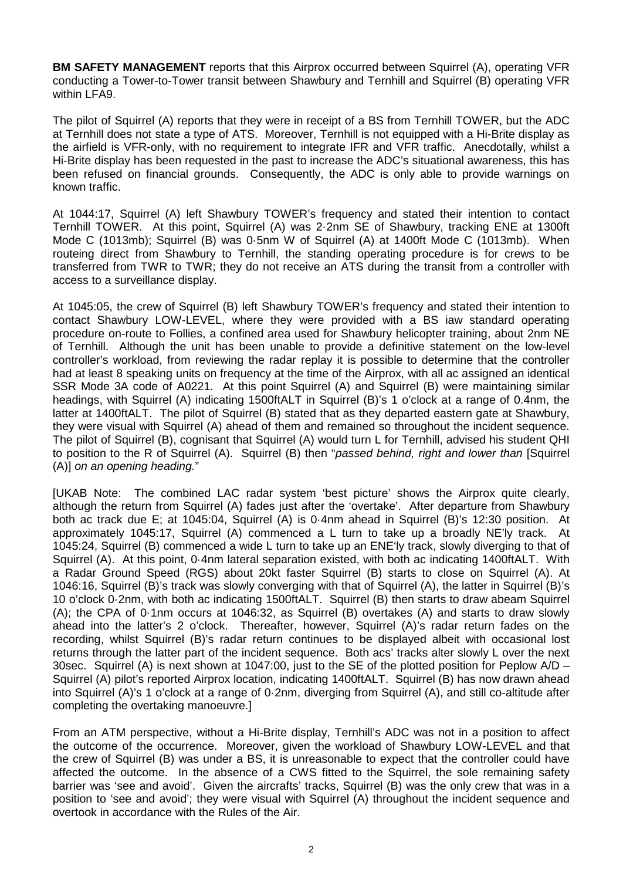**BM SAFETY MANAGEMENT** reports that this Airprox occurred between Squirrel (A), operating VFR conducting a Tower-to-Tower transit between Shawbury and Ternhill and Squirrel (B) operating VFR within LFA9.

The pilot of Squirrel (A) reports that they were in receipt of a BS from Ternhill TOWER, but the ADC at Ternhill does not state a type of ATS. Moreover, Ternhill is not equipped with a Hi-Brite display as the airfield is VFR-only, with no requirement to integrate IFR and VFR traffic. Anecdotally, whilst a Hi-Brite display has been requested in the past to increase the ADC's situational awareness, this has been refused on financial grounds. Consequently, the ADC is only able to provide warnings on known traffic.

At 1044:17, Squirrel (A) left Shawbury TOWER's frequency and stated their intention to contact Ternhill TOWER. At this point, Squirrel (A) was 2·2nm SE of Shawbury, tracking ENE at 1300ft Mode C (1013mb); Squirrel (B) was 0·5nm W of Squirrel (A) at 1400ft Mode C (1013mb). When routeing direct from Shawbury to Ternhill, the standing operating procedure is for crews to be transferred from TWR to TWR; they do not receive an ATS during the transit from a controller with access to a surveillance display.

At 1045:05, the crew of Squirrel (B) left Shawbury TOWER's frequency and stated their intention to contact Shawbury LOW-LEVEL, where they were provided with a BS iaw standard operating procedure on-route to Follies, a confined area used for Shawbury helicopter training, about 2nm NE of Ternhill. Although the unit has been unable to provide a definitive statement on the low-level controller's workload, from reviewing the radar replay it is possible to determine that the controller had at least 8 speaking units on frequency at the time of the Airprox, with all ac assigned an identical SSR Mode 3A code of A0221. At this point Squirrel (A) and Squirrel (B) were maintaining similar headings, with Squirrel (A) indicating 1500ftALT in Squirrel (B)'s 1 o'clock at a range of 0.4nm, the latter at 1400ftALT. The pilot of Squirrel (B) stated that as they departed eastern gate at Shawbury, they were visual with Squirrel (A) ahead of them and remained so throughout the incident sequence. The pilot of Squirrel (B), cognisant that Squirrel (A) would turn L for Ternhill, advised his student QHI to position to the R of Squirrel (A). Squirrel (B) then "*passed behind, right and lower than* [Squirrel (A)] *on an opening heading.*"

[UKAB Note: The combined LAC radar system 'best picture' shows the Airprox quite clearly, although the return from Squirrel (A) fades just after the 'overtake'. After departure from Shawbury both ac track due E; at 1045:04, Squirrel (A) is 0·4nm ahead in Squirrel (B)'s 12:30 position. At approximately 1045:17, Squirrel (A) commenced a L turn to take up a broadly NE'ly track. At 1045:24, Squirrel (B) commenced a wide L turn to take up an ENE'ly track, slowly diverging to that of Squirrel (A). At this point, 0·4nm lateral separation existed, with both ac indicating 1400ftALT. With a Radar Ground Speed (RGS) about 20kt faster Squirrel (B) starts to close on Squirrel (A). At 1046:16, Squirrel (B)'s track was slowly converging with that of Squirrel (A), the latter in Squirrel (B)'s 10 o'clock 0·2nm, with both ac indicating 1500ftALT. Squirrel (B) then starts to draw abeam Squirrel (A); the CPA of 0·1nm occurs at 1046:32, as Squirrel (B) overtakes (A) and starts to draw slowly ahead into the latter's 2 o'clock. Thereafter, however, Squirrel (A)'s radar return fades on the recording, whilst Squirrel (B)'s radar return continues to be displayed albeit with occasional lost returns through the latter part of the incident sequence. Both acs' tracks alter slowly L over the next 30sec. Squirrel (A) is next shown at 1047:00, just to the SE of the plotted position for Peplow A/D – Squirrel (A) pilot's reported Airprox location, indicating 1400ftALT. Squirrel (B) has now drawn ahead into Squirrel (A)'s 1 o'clock at a range of 0·2nm, diverging from Squirrel (A), and still co-altitude after completing the overtaking manoeuvre.]

From an ATM perspective, without a Hi-Brite display, Ternhill's ADC was not in a position to affect the outcome of the occurrence. Moreover, given the workload of Shawbury LOW-LEVEL and that the crew of Squirrel (B) was under a BS, it is unreasonable to expect that the controller could have affected the outcome. In the absence of a CWS fitted to the Squirrel, the sole remaining safety barrier was 'see and avoid'. Given the aircrafts' tracks, Squirrel (B) was the only crew that was in a position to 'see and avoid'; they were visual with Squirrel (A) throughout the incident sequence and overtook in accordance with the Rules of the Air.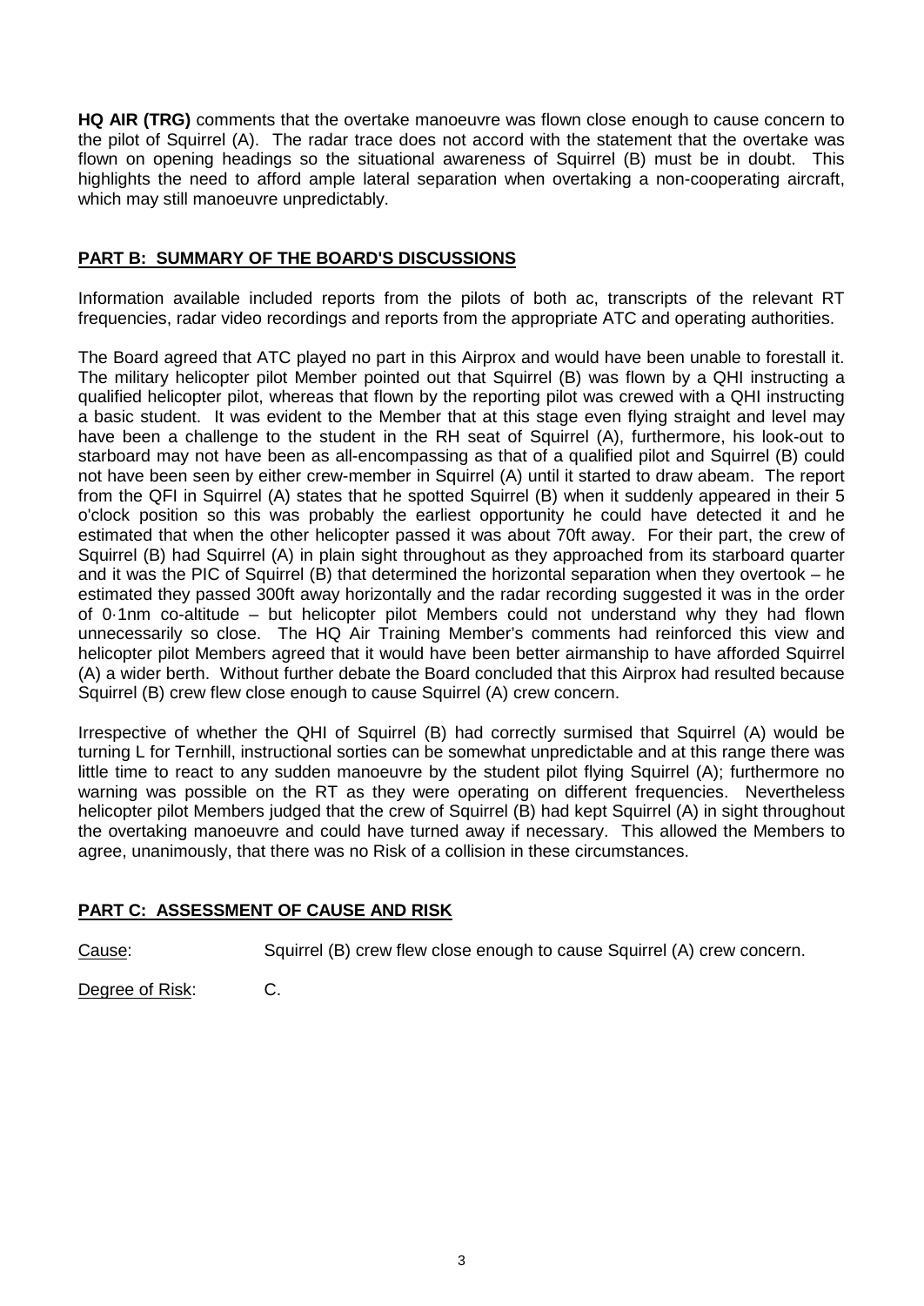**HQ AIR (TRG)** comments that the overtake manoeuvre was flown close enough to cause concern to the pilot of Squirrel (A). The radar trace does not accord with the statement that the overtake was flown on opening headings so the situational awareness of Squirrel (B) must be in doubt. This highlights the need to afford ample lateral separation when overtaking a non-cooperating aircraft, which may still manoeuvre unpredictably.

## PART B: SUMMARY OF THE BOARD'S DISCUSSIONS

Information available included reports from the pilots of both ac, transcripts of the relevant RT frequencies, radar video recordings and reports from the appropriate ATC and operating authorities.

The Board agreed that ATC played no part in this Airprox and would have been unable to forestall it. The military helicopter pilot Member pointed out that Squirrel (B) was flown by a QHI instructing a qualified helicopter pilot, whereas that flown by the reporting pilot was crewed with a QHI instructing a basic student. It was evident to the Member that at this stage even flying straight and level may have been a challenge to the student in the RH seat of Squirrel (A), furthermore, his look-out to starboard may not have been as all-encompassing as that of a qualified pilot and Squirrel (B) could not have been seen by either crew-member in Squirrel (A) until it started to draw abeam. The report from the QFI in Squirrel (A) states that he spotted Squirrel (B) when it suddenly appeared in their 5 o'clock position so this was probably the earliest opportunity he could have detected it and he estimated that when the other helicopter passed it was about 70ft away. For their part, the crew of Squirrel (B) had Squirrel (A) in plain sight throughout as they approached from its starboard quarter and it was the PIC of Squirrel (B) that determined the horizontal separation when they overtook – he estimated they passed 300ft away horizontally and the radar recording suggested it was in the order of 0·1nm co-altitude – but helicopter pilot Members could not understand why they had flown unnecessarily so close. The HQ Air Training Member's comments had reinforced this view and helicopter pilot Members agreed that it would have been better airmanship to have afforded Squirrel (A) a wider berth. Without further debate the Board concluded that this Airprox had resulted because Squirrel (B) crew flew close enough to cause Squirrel (A) crew concern.

Irrespective of whether the QHI of Squirrel (B) had correctly surmised that Squirrel (A) would be turning L for Ternhill, instructional sorties can be somewhat unpredictable and at this range there was little time to react to any sudden manoeuvre by the student pilot flying Squirrel (A); furthermore no warning was possible on the RT as they were operating on different frequencies. Nevertheless helicopter pilot Members judged that the crew of Squirrel (B) had kept Squirrel (A) in sight throughout the overtaking manoeuvre and could have turned away if necessary. This allowed the Members to agree, unanimously, that there was no Risk of a collision in these circumstances.

## PART C: ASSESSMENT OF CAUSE AND RISK

Cause: Squirrel (B) crew flew close enough to cause Squirrel (A) crew concern.

Degree of Risk: C.